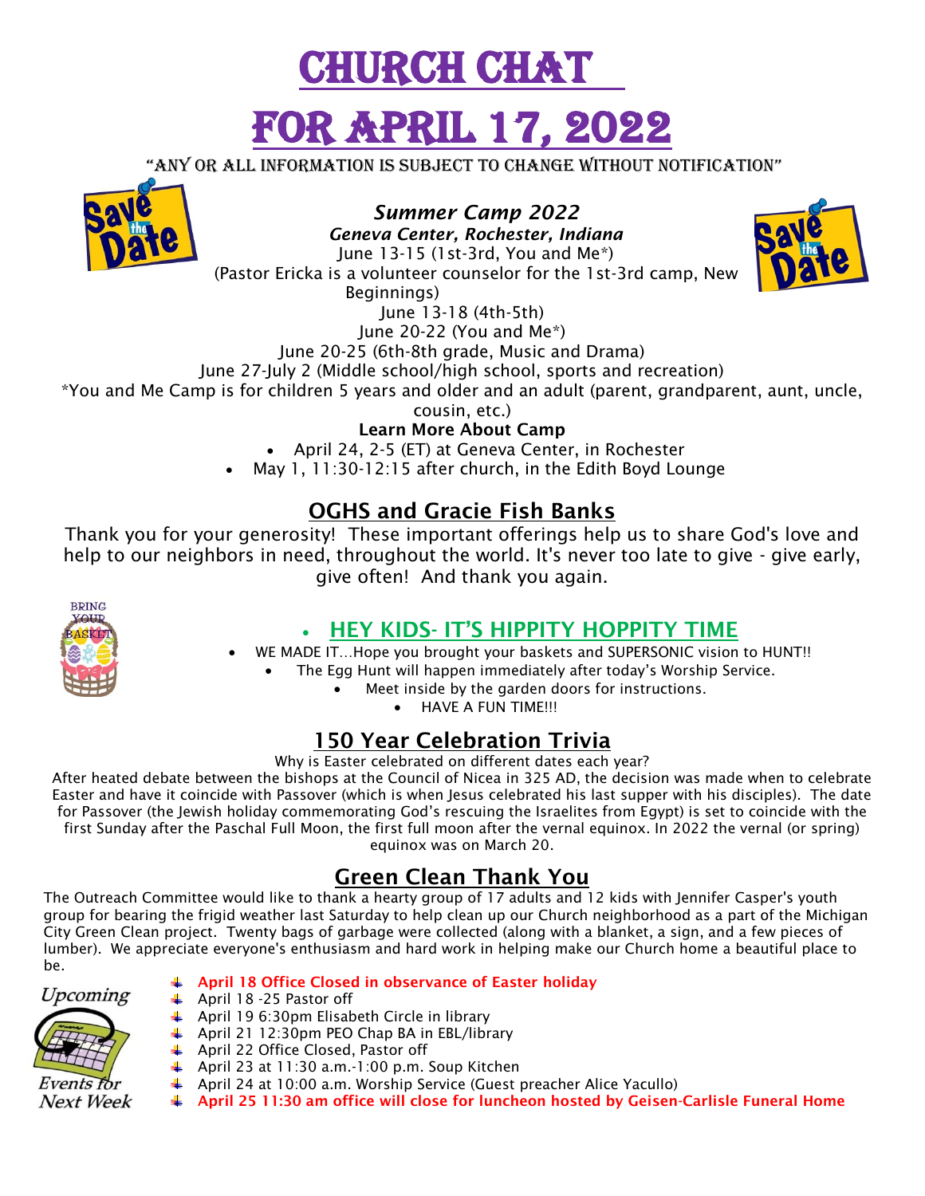# CHURCH CHAT

# FOR APRIL 17, 2022

"ANY OR ALL INFORMATION IS SUBJECT TO CHANGE WITHOUT NOTIFICATION"

***Summer Camp 2022***

***Geneva Center, Rochester, Indiana***

June 13-15 (1st-3rd, You and Me*)

(Pastor Ericka is a volunteer counselor for the 1st-3rd camp, New Beginnings)

June 13-18 (4th-5th)

June 20-22 (You and Me*)

June 20-25 (6th-8th grade, Music and Drama)

June 27-July 2 (Middle school/high school, sports and recreation)

*You and Me Camp is for children 5 years and older and an adult (parent, grandparent, aunt, uncle, cousin, etc.)

**Learn More About Camp**

- April 24, 2-5 (ET) at Geneva Center, in Rochester
- May 1, 11:30-12:15 after church, in the Edith Boyd Lounge

## OGHS and Gracie Fish Banks

Thank you for your generosity! These important offerings help us to share God's love and help to our neighbors in need, throughout the world. It's never too late to give - give early, give often! And thank you again.

## HEY KIDS- IT'S HIPPITY HOPPITY TIME

- WE MADE IT…Hope you brought your baskets and SUPERSONIC vision to HUNT!!
- The Egg Hunt will happen immediately after today's Worship Service.
- Meet inside by the garden doors for instructions.
- HAVE A FUN TIME!!!

## 150 Year Celebration Trivia

Why is Easter celebrated on different dates each year?

After heated debate between the bishops at the Council of Nicea in 325 AD, the decision was made when to celebrate Easter and have it coincide with Passover (which is when Jesus celebrated his last supper with his disciples). The date for Passover (the Jewish holiday commemorating God's rescuing the Israelites from Egypt) is set to coincide with the first Sunday after the Paschal Full Moon, the first full moon after the vernal equinox. In 2022 the vernal (or spring) equinox was on March 20.

## Green Clean Thank You

The Outreach Committee would like to thank a hearty group of 17 adults and 12 kids with Jennifer Casper's youth group for bearing the frigid weather last Saturday to help clean up our Church neighborhood as a part of the Michigan City Green Clean project. Twenty bags of garbage were collected (along with a blanket, a sign, and a few pieces of lumber). We appreciate everyone's enthusiasm and hard work in helping make our Church home a beautiful place to be.

*Upcoming Events for Next Week*

- **April 18 Office Closed in observance of Easter holiday**
- April 18 -25 Pastor off
- April 19 6:30pm Elisabeth Circle in library
- April 21 12:30pm PEO Chap BA in EBL/library
- April 22 Office Closed, Pastor off
- April 23 at 11:30 a.m.-1:00 p.m. Soup Kitchen
- April 24 at 10:00 a.m. Worship Service (Guest preacher Alice Yacullo)
- **April 25 11:30 am office will close for luncheon hosted by Geisen-Carlisle Funeral Home**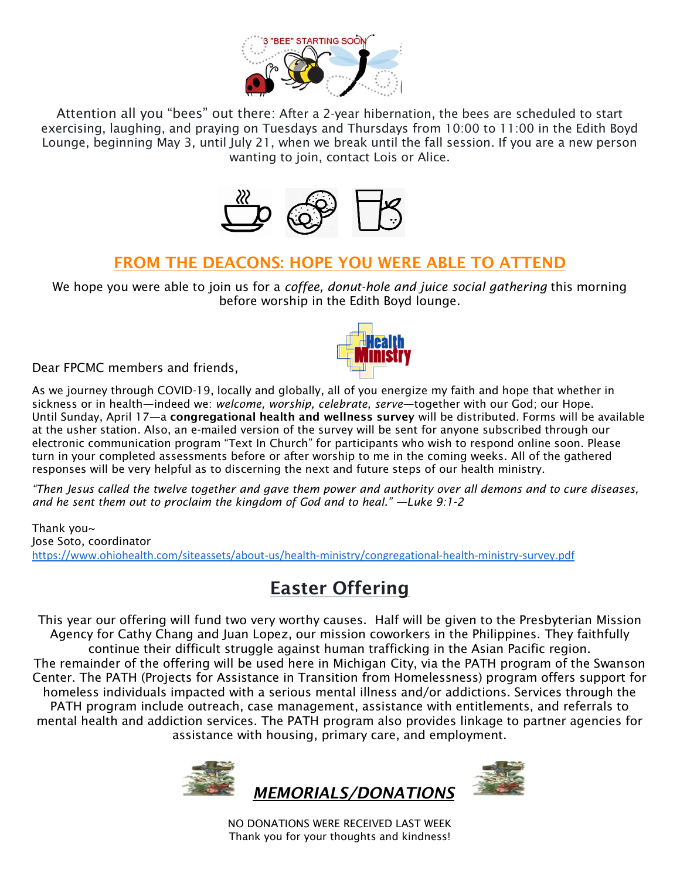3 "BEE" STARTING SOON

Attention all you "bees" out there: After a 2-year hibernation, the bees are scheduled to start exercising, laughing, and praying on Tuesdays and Thursdays from 10:00 to 11:00 in the Edith Boyd Lounge, beginning May 3, until July 21, when we break until the fall session. If you are a new person wanting to join, contact Lois or Alice.

## FROM THE DEACONS: HOPE YOU WERE ABLE TO ATTEND

We hope you were able to join us for a *coffee, donut-hole and juice social gathering* this morning before worship in the Edith Boyd lounge.

Health Ministry

Dear FPCMC members and friends,

As we journey through COVID-19, locally and globally, all of you energize my faith and hope that whether in sickness or in health—indeed we: *welcome, worship, celebrate, serve*—together with our God; our Hope. Until Sunday, April 17—a **congregational health and wellness survey** will be distributed. Forms will be available at the usher station. Also, an e-mailed version of the survey will be sent for anyone subscribed through our electronic communication program "Text In Church" for participants who wish to respond online soon. Please turn in your completed assessments before or after worship to me in the coming weeks. All of the gathered responses will be very helpful as to discerning the next and future steps of our health ministry.

*"Then Jesus called the twelve together and gave them power and authority over all demons and to cure diseases, and he sent them out to proclaim the kingdom of God and to heal." —Luke 9:1-2*

Thank you~
Jose Soto, coordinator
https://www.ohiohealth.com/siteassets/about-us/health-ministry/congregational-health-ministry-survey.pdf

## Easter Offering

This year our offering will fund two very worthy causes. Half will be given to the Presbyterian Mission Agency for Cathy Chang and Juan Lopez, our mission coworkers in the Philippines. They faithfully continue their difficult struggle against human trafficking in the Asian Pacific region.
The remainder of the offering will be used here in Michigan City, via the PATH program of the Swanson Center. The PATH (Projects for Assistance in Transition from Homelessness) program offers support for homeless individuals impacted with a serious mental illness and/or addictions. Services through the PATH program include outreach, case management, assistance with entitlements, and referrals to mental health and addiction services. The PATH program also provides linkage to partner agencies for assistance with housing, primary care, and employment.

## *MEMORIALS/DONATIONS*

NO DONATIONS WERE RECEIVED LAST WEEK
Thank you for your thoughts and kindness!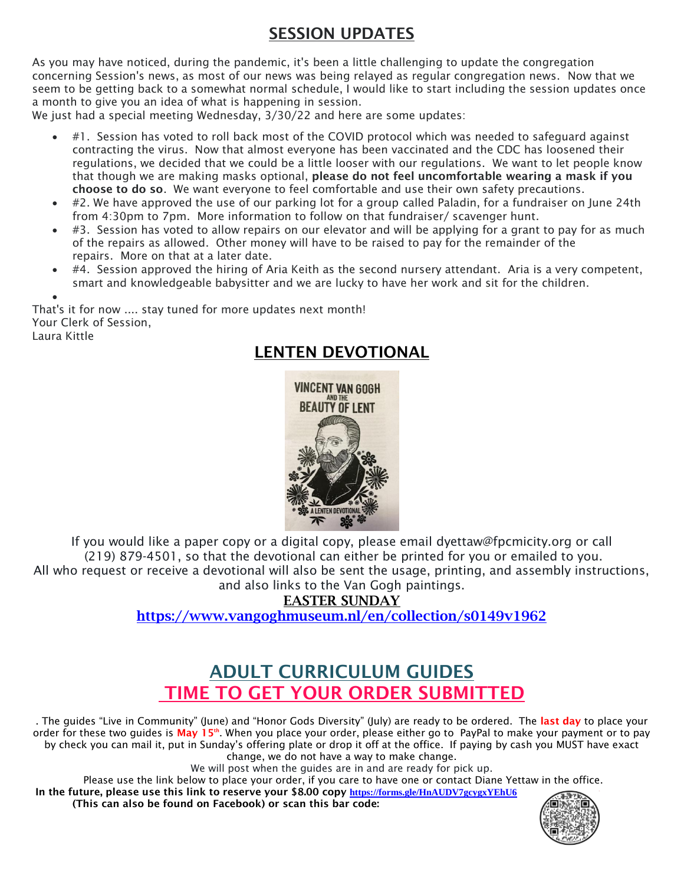## SESSION UPDATES

As you may have noticed, during the pandemic, it's been a little challenging to update the congregation concerning Session's news, as most of our news was being relayed as regular congregation news. Now that we seem to be getting back to a somewhat normal schedule, I would like to start including the session updates once a month to give you an idea of what is happening in session.

We just had a special meeting Wednesday, 3/30/22 and here are some updates:

- #1. Session has voted to roll back most of the COVID protocol which was needed to safeguard against contracting the virus. Now that almost everyone has been vaccinated and the CDC has loosened their regulations, we decided that we could be a little looser with our regulations. We want to let people know that though we are making masks optional, **please do not feel uncomfortable wearing a mask if you choose to do so**. We want everyone to feel comfortable and use their own safety precautions.
- #2. We have approved the use of our parking lot for a group called Paladin, for a fundraiser on June 24th from 4:30pm to 7pm. More information to follow on that fundraiser/ scavenger hunt.
- #3. Session has voted to allow repairs on our elevator and will be applying for a grant to pay for as much of the repairs as allowed. Other money will have to be raised to pay for the remainder of the repairs. More on that at a later date.
- #4. Session approved the hiring of Aria Keith as the second nursery attendant. Aria is a very competent, smart and knowledgeable babysitter and we are lucky to have her work and sit for the children.

That's it for now .... stay tuned for more updates next month!
Your Clerk of Session,
Laura Kittle

## LENTEN DEVOTIONAL

VINCENT VAN GOGH AND THE BEAUTY OF LENT
A LENTEN DEVOTIONAL

If you would like a paper copy or a digital copy, please email dyettaw@fpcmicity.org or call (219) 879-4501, so that the devotional can either be printed for you or emailed to you.
All who request or receive a devotional will also be sent the usage, printing, and assembly instructions, and also links to the Van Gogh paintings.

**EASTER SUNDAY**

https://www.vangoghmuseum.nl/en/collection/s0149v1962

## ADULT CURRICULUM GUIDES
## TIME TO GET YOUR ORDER SUBMITTED

. The guides "Live in Community" (June) and "Honor Gods Diversity" (July) are ready to be ordered. The **last day** to place your order for these two guides is **May 15th**. When you place your order, please either go to PayPal to make your payment or to pay by check you can mail it, put in Sunday's offering plate or drop it off at the office. If paying by cash you MUST have exact change, we do not have a way to make change.

We will post when the guides are in and are ready for pick up.

Please use the link below to place your order, if you care to have one or contact Diane Yettaw in the office.

**In the future, please use this link to reserve your $8.00 copy** https://forms.gle/HnAUDV7gcygxYEhU6

**(This can also be found on Facebook) or scan this bar code:**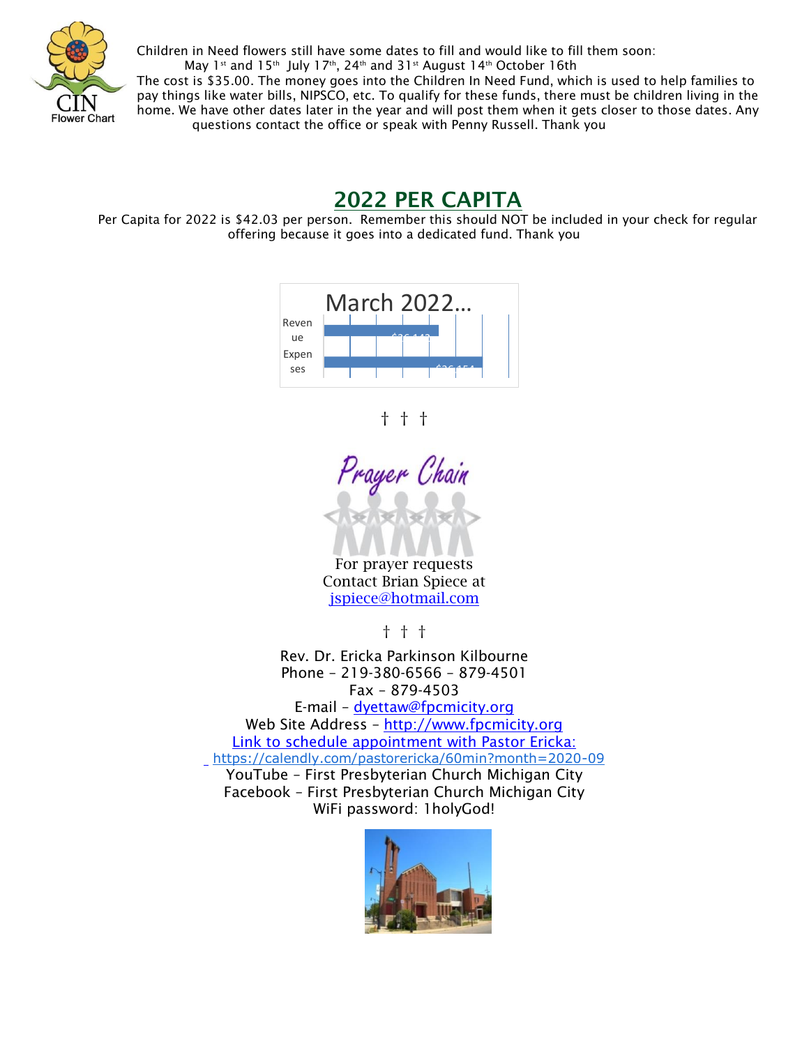CIN Flower Chart

Children in Need flowers still have some dates to fill and would like to fill them soon:
May 1st and 15th July 17th, 24th and 31st August 14th October 16th
The cost is $35.00. The money goes into the Children In Need Fund, which is used to help families to pay things like water bills, NIPSCO, etc. To qualify for these funds, there must be children living in the home. We have other dates later in the year and will post them when it gets closer to those dates. Any questions contact the office or speak with Penny Russell. Thank you

## 2022 PER CAPITA

Per Capita for 2022 is $42.03 per person. Remember this should NOT be included in your check for regular offering because it goes into a dedicated fund. Thank you

March 2022...

Revenue

Expenses

† † †

Prayer Chain

For prayer requests
Contact Brian Spiece at
jspiece@hotmail.com

† † †

Rev. Dr. Ericka Parkinson Kilbourne
Phone – 219-380-6566 – 879-4501
Fax – 879-4503
E-mail – dyettaw@fpcmicity.org
Web Site Address – http://www.fpcmicity.org
Link to schedule appointment with Pastor Ericka:
https://calendly.com/pastorericka/60min?month=2020-09
YouTube – First Presbyterian Church Michigan City
Facebook – First Presbyterian Church Michigan City
WiFi password: 1holyGod!